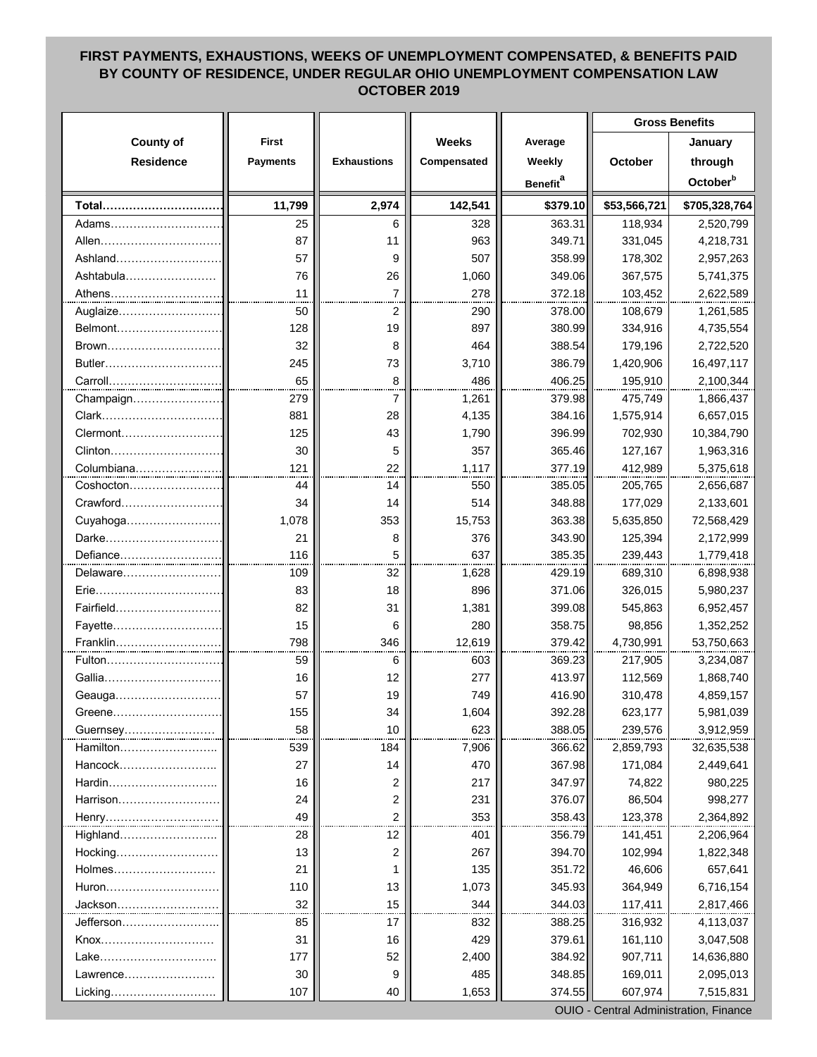## FIRST PAYMENTS, EXHAUSTIONS, WEEKS OF UNEMPLOYMENT COMPENSATED, & BENEFITS PAID BY COUNTY OF RESIDENCE, UNDER REGULAR OHIO UNEMPLOYMENT COMPENSATION LAW OCTOBER 2019

| County of Residence | First Payments | Exhaustions | Weeks Compensated | Average Weekly Benefit[a] | Gross Benefits | |
|---|---|---|---|---|---|---|
| | | | | | October | January through October[b] |
| **Total** | **11,799** | **2,974** | **142,541** | **$379.10** | **$53,566,721** | **$705,328,764** |
| Adams | 25 | 6 | 328 | 363.31 | 118,934 | 2,520,799 |
| Allen | 87 | 11 | 963 | 349.71 | 331,045 | 4,218,731 |
| Ashland | 57 | 9 | 507 | 358.99 | 178,302 | 2,957,263 |
| Ashtabula | 76 | 26 | 1,060 | 349.06 | 367,575 | 5,741,375 |
| Athens | 11 | 7 | 278 | 372.18 | 103,452 | 2,622,589 |
| Auglaize | 50 | 2 | 290 | 378.00 | 108,679 | 1,261,585 |
| Belmont | 128 | 19 | 897 | 380.99 | 334,916 | 4,735,554 |
| Brown | 32 | 8 | 464 | 388.54 | 179,196 | 2,722,520 |
| Butler | 245 | 73 | 3,710 | 386.79 | 1,420,906 | 16,497,117 |
| Carroll | 65 | 8 | 486 | 406.25 | 195,910 | 2,100,344 |
| Champaign | 279 | 7 | 1,261 | 379.98 | 475,749 | 1,866,437 |
| Clark | 881 | 28 | 4,135 | 384.16 | 1,575,914 | 6,657,015 |
| Clermont | 125 | 43 | 1,790 | 396.99 | 702,930 | 10,384,790 |
| Clinton | 30 | 5 | 357 | 365.46 | 127,167 | 1,963,316 |
| Columbiana | 121 | 22 | 1,117 | 377.19 | 412,989 | 5,375,618 |
| Coshocton | 44 | 14 | 550 | 385.05 | 205,765 | 2,656,687 |
| Crawford | 34 | 14 | 514 | 348.88 | 177,029 | 2,133,601 |
| Cuyahoga | 1,078 | 353 | 15,753 | 363.38 | 5,635,850 | 72,568,429 |
| Darke | 21 | 8 | 376 | 343.90 | 125,394 | 2,172,999 |
| Defiance | 116 | 5 | 637 | 385.35 | 239,443 | 1,779,418 |
| Delaware | 109 | 32 | 1,628 | 429.19 | 689,310 | 6,898,938 |
| Erie | 83 | 18 | 896 | 371.06 | 326,015 | 5,980,237 |
| Fairfield | 82 | 31 | 1,381 | 399.08 | 545,863 | 6,952,457 |
| Fayette | 15 | 6 | 280 | 358.75 | 98,856 | 1,352,252 |
| Franklin | 798 | 346 | 12,619 | 379.42 | 4,730,991 | 53,750,663 |
| Fulton | 59 | 6 | 603 | 369.23 | 217,905 | 3,234,087 |
| Gallia | 16 | 12 | 277 | 413.97 | 112,569 | 1,868,740 |
| Geauga | 57 | 19 | 749 | 416.90 | 310,478 | 4,859,157 |
| Greene | 155 | 34 | 1,604 | 392.28 | 623,177 | 5,981,039 |
| Guernsey | 58 | 10 | 623 | 388.05 | 239,576 | 3,912,959 |
| Hamilton | 539 | 184 | 7,906 | 366.62 | 2,859,793 | 32,635,538 |
| Hancock | 27 | 14 | 470 | 367.98 | 171,084 | 2,449,641 |
| Hardin | 16 | 2 | 217 | 347.97 | 74,822 | 980,225 |
| Harrison | 24 | 2 | 231 | 376.07 | 86,504 | 998,277 |
| Henry | 49 | 2 | 353 | 358.43 | 123,378 | 2,364,892 |
| Highland | 28 | 12 | 401 | 356.79 | 141,451 | 2,206,964 |
| Hocking | 13 | 2 | 267 | 394.70 | 102,994 | 1,822,348 |
| Holmes | 21 | 1 | 135 | 351.72 | 46,606 | 657,641 |
| Huron | 110 | 13 | 1,073 | 345.93 | 364,949 | 6,716,154 |
| Jackson | 32 | 15 | 344 | 344.03 | 117,411 | 2,817,466 |
| Jefferson | 85 | 17 | 832 | 388.25 | 316,932 | 4,113,037 |
| Knox | 31 | 16 | 429 | 379.61 | 161,110 | 3,047,508 |
| Lake | 177 | 52 | 2,400 | 384.92 | 907,711 | 14,636,880 |
| Lawrence | 30 | 9 | 485 | 348.85 | 169,011 | 2,095,013 |
| Licking | 107 | 40 | 1,653 | 374.55 | 607,974 | 7,515,831 |

OUIO - Central Administration, Finance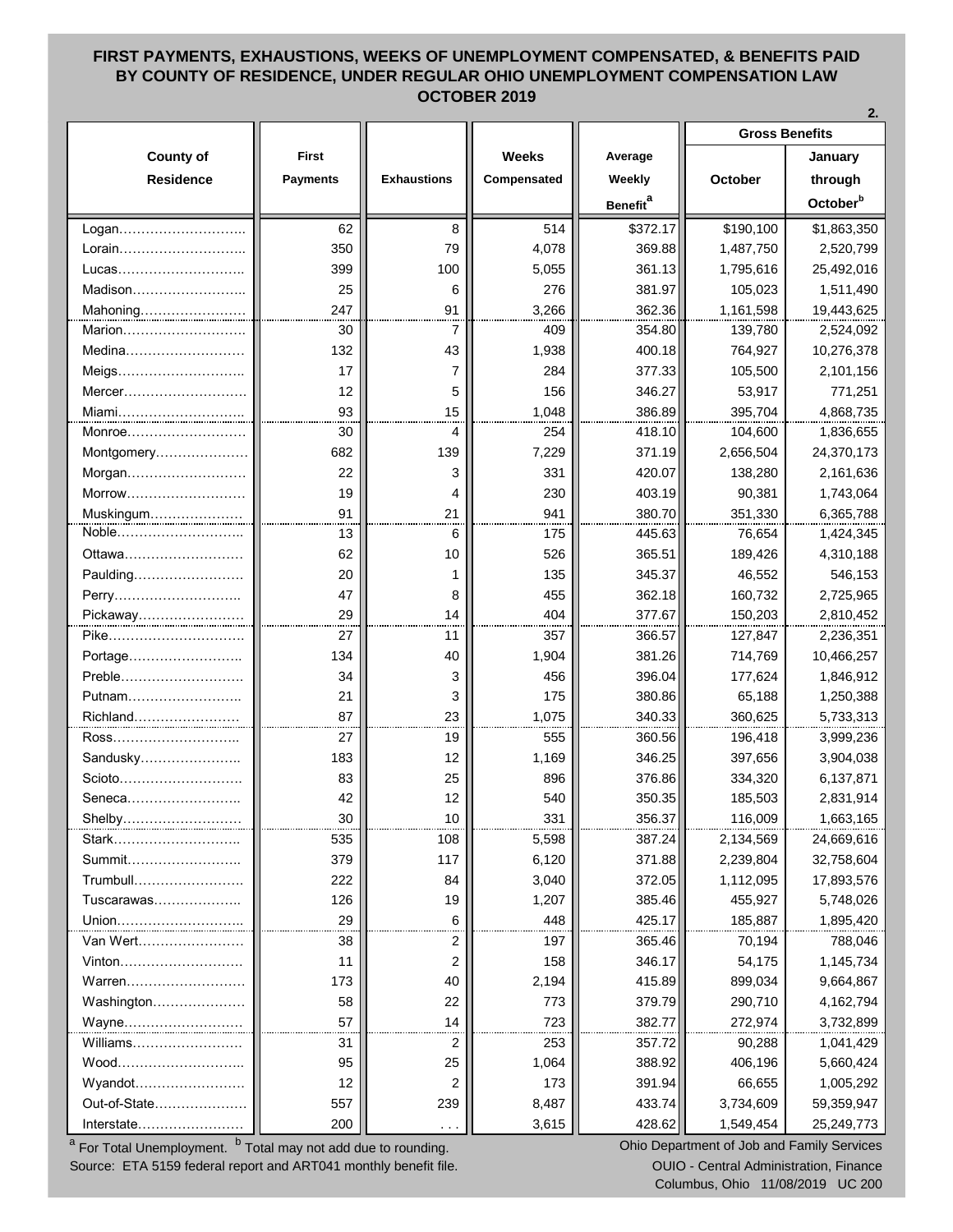# FIRST PAYMENTS, EXHAUSTIONS, WEEKS OF UNEMPLOYMENT COMPENSATED, & BENEFITS PAID BY COUNTY OF RESIDENCE, UNDER REGULAR OHIO UNEMPLOYMENT COMPENSATION LAW OCTOBER 2019

2.

| County of Residence | First Payments | Exhaustions | Weeks Compensated | Average Weekly Benefit[a] | Gross Benefits | |
|---|---|---|---|---|---|---|
| | | | | | October | January through October[b] |
| Logan | 62 | 8 | 514 | $372.17 | $190,100 | $1,863,350 |
| Lorain | 350 | 79 | 4,078 | 369.88 | 1,487,750 | 2,520,799 |
| Lucas | 399 | 100 | 5,055 | 361.13 | 1,795,616 | 25,492,016 |
| Madison | 25 | 6 | 276 | 381.97 | 105,023 | 1,511,490 |
| Mahoning | 247 | 91 | 3,266 | 362.36 | 1,161,598 | 19,443,625 |
| Marion | 30 | 7 | 409 | 354.80 | 139,780 | 2,524,092 |
| Medina | 132 | 43 | 1,938 | 400.18 | 764,927 | 10,276,378 |
| Meigs | 17 | 7 | 284 | 377.33 | 105,500 | 2,101,156 |
| Mercer | 12 | 5 | 156 | 346.27 | 53,917 | 771,251 |
| Miami | 93 | 15 | 1,048 | 386.89 | 395,704 | 4,868,735 |
| Monroe | 30 | 4 | 254 | 418.10 | 104,600 | 1,836,655 |
| Montgomery | 682 | 139 | 7,229 | 371.19 | 2,656,504 | 24,370,173 |
| Morgan | 22 | 3 | 331 | 420.07 | 138,280 | 2,161,636 |
| Morrow | 19 | 4 | 230 | 403.19 | 90,381 | 1,743,064 |
| Muskingum | 91 | 21 | 941 | 380.70 | 351,330 | 6,365,788 |
| Noble | 13 | 6 | 175 | 445.63 | 76,654 | 1,424,345 |
| Ottawa | 62 | 10 | 526 | 365.51 | 189,426 | 4,310,188 |
| Paulding | 20 | 1 | 135 | 345.37 | 46,552 | 546,153 |
| Perry | 47 | 8 | 455 | 362.18 | 160,732 | 2,725,965 |
| Pickaway | 29 | 14 | 404 | 377.67 | 150,203 | 2,810,452 |
| Pike | 27 | 11 | 357 | 366.57 | 127,847 | 2,236,351 |
| Portage | 134 | 40 | 1,904 | 381.26 | 714,769 | 10,466,257 |
| Preble | 34 | 3 | 456 | 396.04 | 177,624 | 1,846,912 |
| Putnam | 21 | 3 | 175 | 380.86 | 65,188 | 1,250,388 |
| Richland | 87 | 23 | 1,075 | 340.33 | 360,625 | 5,733,313 |
| Ross | 27 | 19 | 555 | 360.56 | 196,418 | 3,999,236 |
| Sandusky | 183 | 12 | 1,169 | 346.25 | 397,656 | 3,904,038 |
| Scioto | 83 | 25 | 896 | 376.86 | 334,320 | 6,137,871 |
| Seneca | 42 | 12 | 540 | 350.35 | 185,503 | 2,831,914 |
| Shelby | 30 | 10 | 331 | 356.37 | 116,009 | 1,663,165 |
| Stark | 535 | 108 | 5,598 | 387.24 | 2,134,569 | 24,669,616 |
| Summit | 379 | 117 | 6,120 | 371.88 | 2,239,804 | 32,758,604 |
| Trumbull | 222 | 84 | 3,040 | 372.05 | 1,112,095 | 17,893,576 |
| Tuscarawas | 126 | 19 | 1,207 | 385.46 | 455,927 | 5,748,026 |
| Union | 29 | 6 | 448 | 425.17 | 185,887 | 1,895,420 |
| Van Wert | 38 | 2 | 197 | 365.46 | 70,194 | 788,046 |
| Vinton | 11 | 2 | 158 | 346.17 | 54,175 | 1,145,734 |
| Warren | 173 | 40 | 2,194 | 415.89 | 899,034 | 9,664,867 |
| Washington | 58 | 22 | 773 | 379.79 | 290,710 | 4,162,794 |
| Wayne | 57 | 14 | 723 | 382.77 | 272,974 | 3,732,899 |
| Williams | 31 | 2 | 253 | 357.72 | 90,288 | 1,041,429 |
| Wood | 95 | 25 | 1,064 | 388.92 | 406,196 | 5,660,424 |
| Wyandot | 12 | 2 | 173 | 391.94 | 66,655 | 1,005,292 |
| Out-of-State | 557 | 239 | 8,487 | 433.74 | 3,734,609 | 59,359,947 |
| Interstate | 200 | . . . | 3,615 | 428.62 | 1,549,454 | 25,249,773 |

[a] For Total Unemployment. [b] Total may not add due to rounding.
Source: ETA 5159 federal report and ART041 monthly benefit file.

Ohio Department of Job and Family Services
OUIO - Central Administration, Finance
Columbus, Ohio 11/08/2019 UC 200